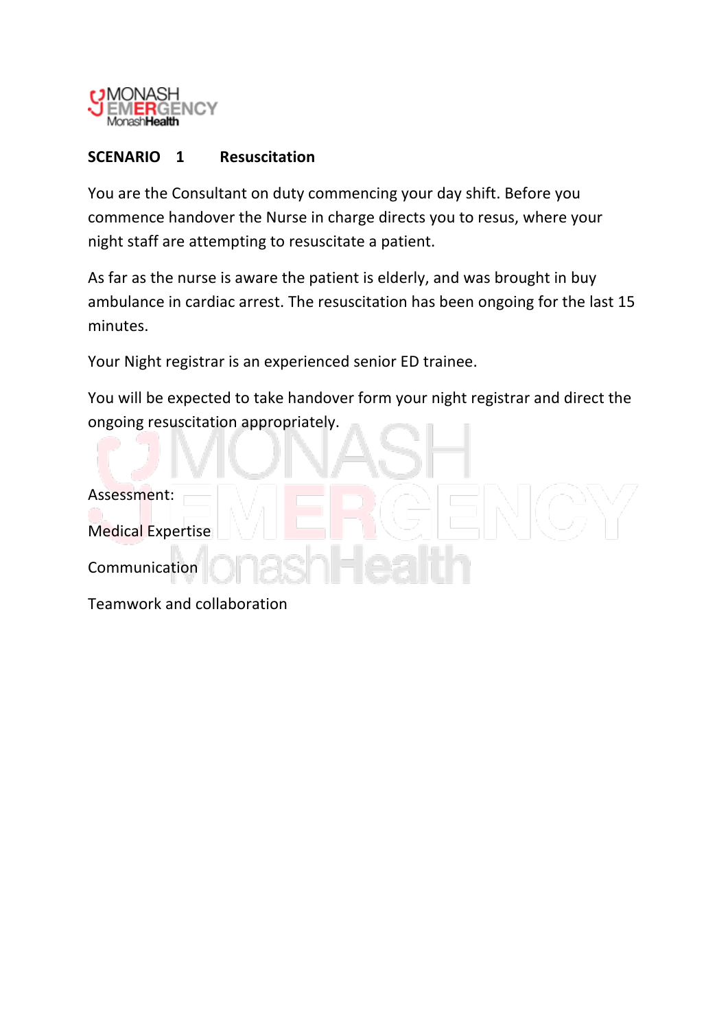## SCENARIO 1 Resuscitation

You are the Consultant on duty commencing your day shift. Before you commence handover the Nurse in charge directs you to resus, where your night staff are attempting to resuscitate a patient.

As far as the nurse is aware the patient is elderly, and was brought in buy ambulance in cardiac arrest. The resuscitation has been ongoing for the last 15 minutes.

Your Night registrar is an experienced senior ED trainee.

You will be expected to take handover form your night registrar and direct the ongoing resuscitation appropriately.

Assessment:

Medical Expertise

Communication

Teamwork and collaboration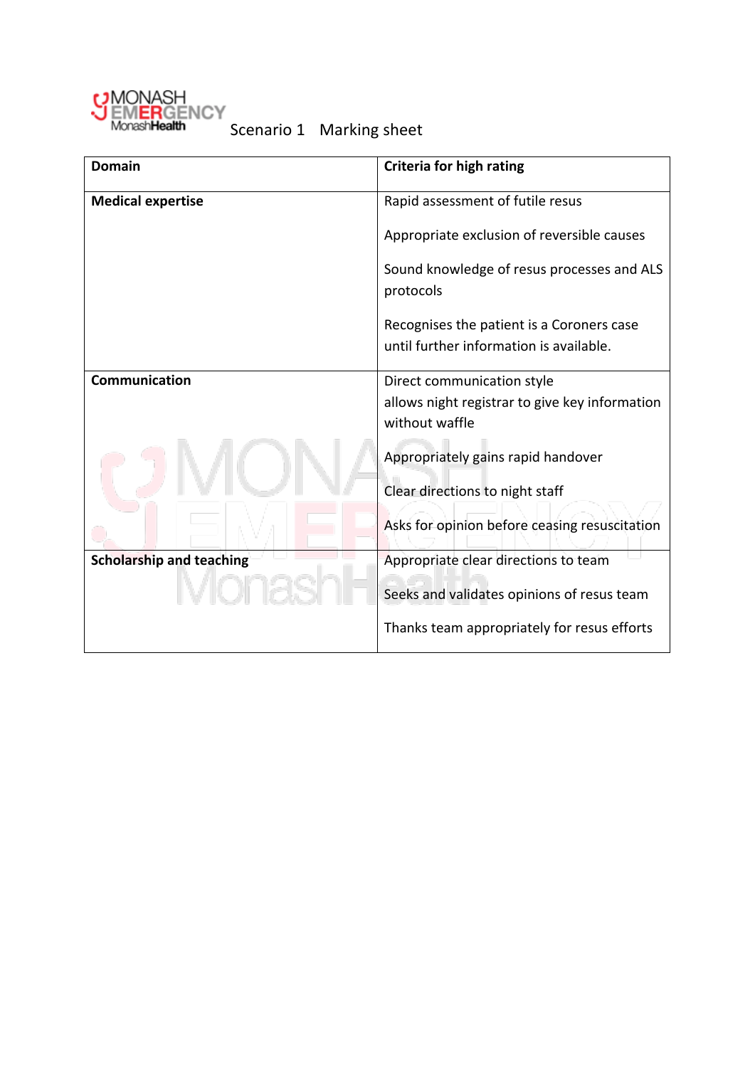Scenario 1 Marking sheet

| Domain | Criteria for high rating |
|---|---|
| **Medical expertise** | Rapid assessment of futile resus<br><br>Appropriate exclusion of reversible causes<br><br>Sound knowledge of resus processes and ALS protocols<br><br>Recognises the patient is a Coroners case until further information is available. |
| **Communication** | Direct communication style allows night registrar to give key information without waffle<br><br>Appropriately gains rapid handover<br><br>Clear directions to night staff<br><br>Asks for opinion before ceasing resuscitation |
| **Scholarship and teaching** | Appropriate clear directions to team<br><br>Seeks and validates opinions of resus team<br><br>Thanks team appropriately for resus efforts |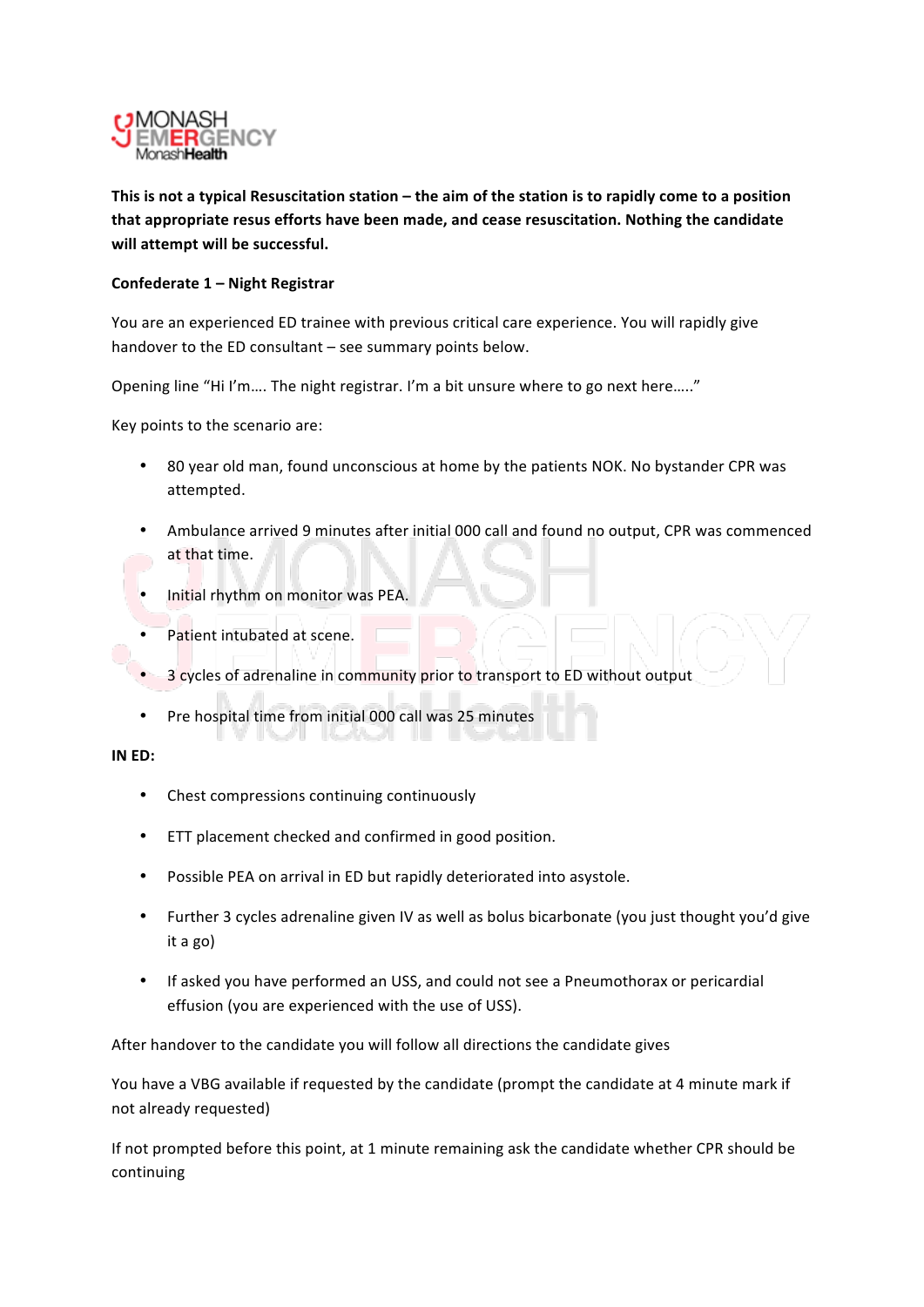**This is not a typical Resuscitation station – the aim of the station is to rapidly come to a position that appropriate resus efforts have been made, and cease resuscitation. Nothing the candidate will attempt will be successful.**

**Confederate 1 – Night Registrar**

You are an experienced ED trainee with previous critical care experience. You will rapidly give handover to the ED consultant – see summary points below.

Opening line "Hi I'm…. The night registrar. I'm a bit unsure where to go next here….."

Key points to the scenario are:

- 80 year old man, found unconscious at home by the patients NOK. No bystander CPR was attempted.
- Ambulance arrived 9 minutes after initial 000 call and found no output, CPR was commenced at that time.
- Initial rhythm on monitor was PEA.
- Patient intubated at scene.
- 3 cycles of adrenaline in community prior to transport to ED without output
- Pre hospital time from initial 000 call was 25 minutes

**IN ED:**

- Chest compressions continuing continuously
- ETT placement checked and confirmed in good position.
- Possible PEA on arrival in ED but rapidly deteriorated into asystole.
- Further 3 cycles adrenaline given IV as well as bolus bicarbonate (you just thought you'd give it a go)
- If asked you have performed an USS, and could not see a Pneumothorax or pericardial effusion (you are experienced with the use of USS).

After handover to the candidate you will follow all directions the candidate gives

You have a VBG available if requested by the candidate (prompt the candidate at 4 minute mark if not already requested)

If not prompted before this point, at 1 minute remaining ask the candidate whether CPR should be continuing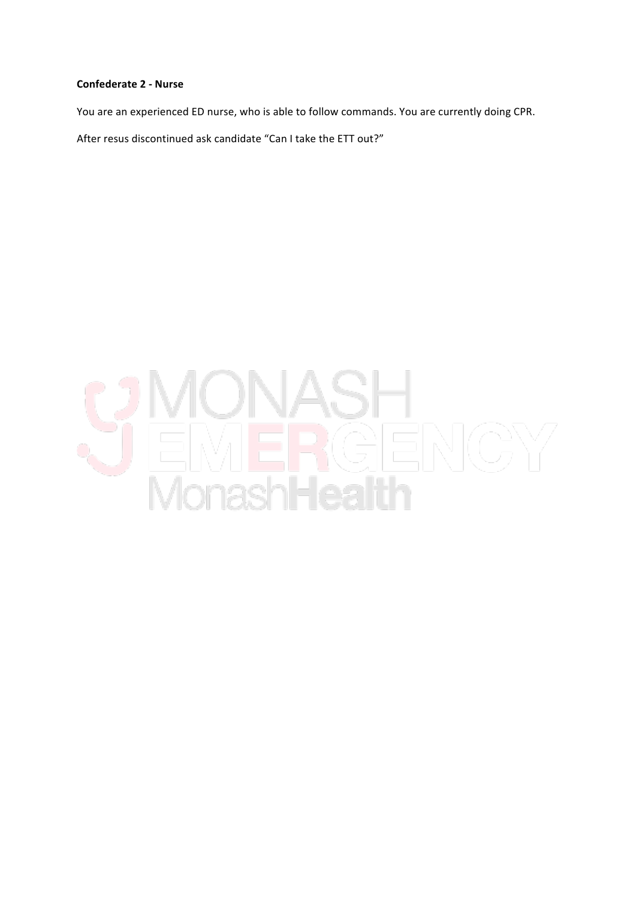**Confederate 2 - Nurse**

You are an experienced ED nurse, who is able to follow commands. You are currently doing CPR.

After resus discontinued ask candidate "Can I take the ETT out?"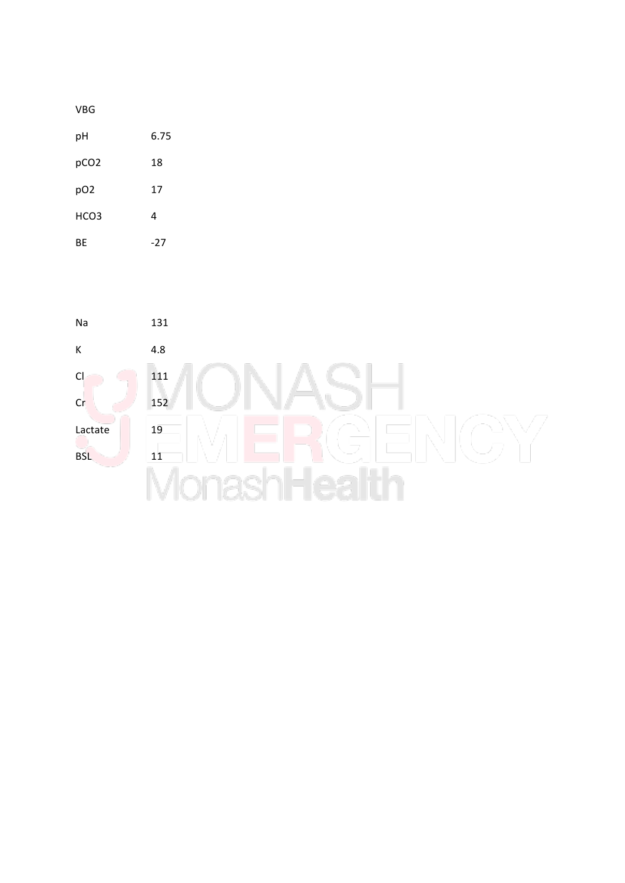VBG

| | |
|---|---|
| pH | 6.75 |
| pCO2 | 18 |
| pO2 | 17 |
| HCO3 | 4 |
| BE | -27 |

| | |
|---|---|
| Na | 131 |
| K | 4.8 |
| Cl | 111 |
| Cr | 152 |
| Lactate | 19 |
| BSL | 11 |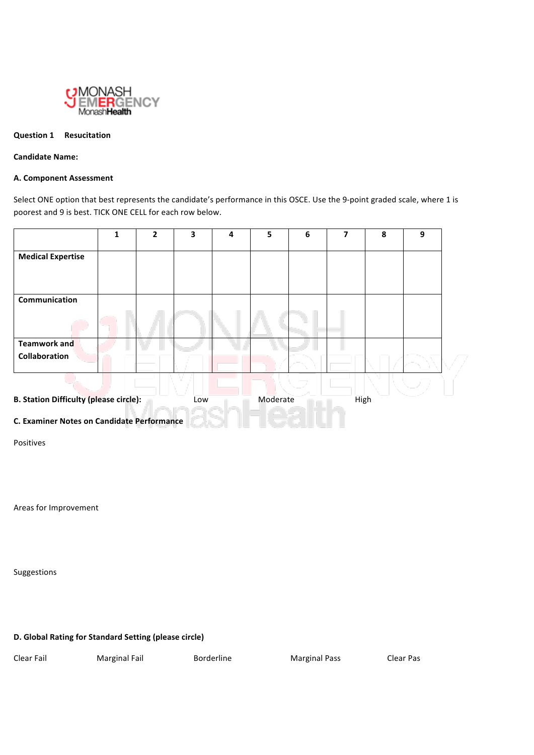**Question 1 Resuscitation**

**Candidate Name:**

**A. Component Assessment**

Select ONE option that best represents the candidate's performance in this OSCE. Use the 9-point graded scale, where 1 is poorest and 9 is best. TICK ONE CELL for each row below.

| | 1 | 2 | 3 | 4 | 5 | 6 | 7 | 8 | 9 |
|---|---|---|---|---|---|---|---|---|---|
| **Medical Expertise** | | | | | | | | | |
| **Communication** | | | | | | | | | |
| **Teamwork and Collaboration** | | | | | | | | | |

**B. Station Difficulty (please circle):** Low Moderate High

**C. Examiner Notes on Candidate Performance**

Positives

Areas for Improvement

Suggestions

**D. Global Rating for Standard Setting (please circle)**

Clear Fail Marginal Fail Borderline Marginal Pass Clear Pas